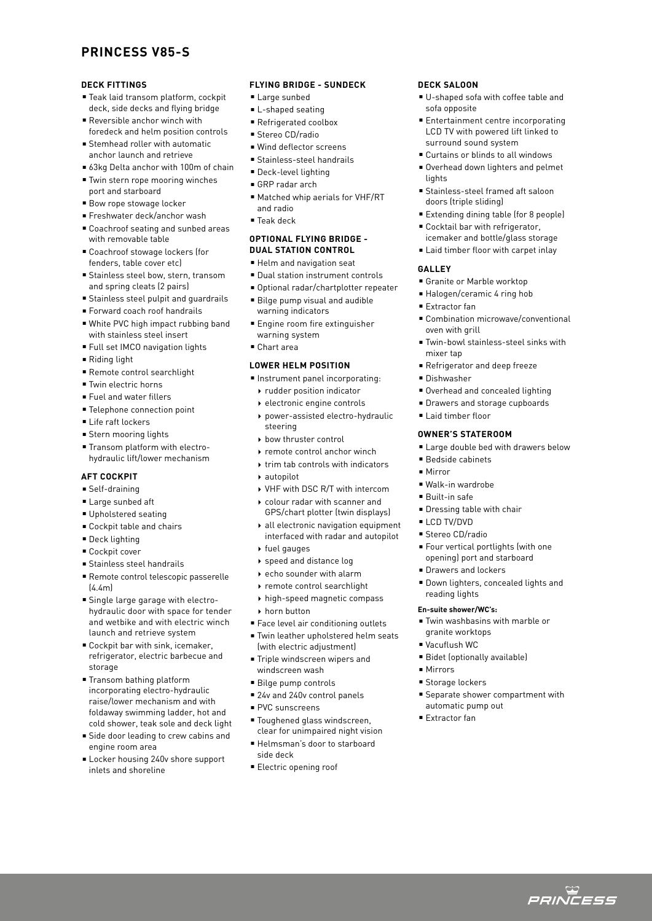# PRINCESS V85-S

## DECK FITTINGS

- Teak laid transom platform, cockpit deck, side decks and flying bridge
- Reversible anchor winch with foredeck and helm position controls
- Stemhead roller with automatic anchor launch and retrieve
- 63kg Delta anchor with 100m of chain
- Twin stern rope mooring winches port and starboard
- Bow rope stowage locker
- Freshwater deck/anchor wash
- Coachroof seating and sunbed areas with removable table
- Coachroof stowage lockers (for fenders, table cover etc)
- Stainless steel bow, stern, transom and spring cleats (2 pairs)
- Stainless steel pulpit and guardrails
- Forward coach roof handrails
- White PVC high impact rubbing band with stainless steel insert
- Full set IMCO navigation lights
- Riding light
- Remote control searchlight
- Twin electric horns
- Fuel and water fillers
- Telephone connection point
- Life raft lockers
- Stern mooring lights
- Transom platform with electro-hydraulic lift/lower mechanism

## AFT COCKPIT

- Self-draining
- Large sunbed aft
- Upholstered seating
- Cockpit table and chairs
- Deck lighting
- Cockpit cover
- Stainless steel handrails
- Remote control telescopic passerelle (4.4m)
- Single large garage with electro-hydraulic door with space for tender and wetbike and with electric winch launch and retrieve system
- Cockpit bar with sink, icemaker, refrigerator, electric barbecue and storage
- Transom bathing platform incorporating electro-hydraulic raise/lower mechanism and with foldaway swimming ladder, hot and cold shower, teak sole and deck light
- Side door leading to crew cabins and engine room area
- Locker housing 240v shore support inlets and shoreline

## FLYING BRIDGE - SUNDECK

- Large sunbed
- L-shaped seating
- Refrigerated coolbox
- Stereo CD/radio
- Wind deflector screens
- Stainless-steel handrails
- Deck-level lighting
- GRP radar arch
- Matched whip aerials for VHF/RT and radio
- Teak deck

## OPTIONAL FLYING BRIDGE - DUAL STATION CONTROL

- Helm and navigation seat
- Dual station instrument controls
- Optional radar/chartplotter repeater
- Bilge pump visual and audible warning indicators
- Engine room fire extinguisher warning system
- Chart area

## LOWER HELM POSITION

- Instrument panel incorporating:
  - rudder position indicator
  - electronic engine controls
  - power-assisted electro-hydraulic steering
  - bow thruster control
  - remote control anchor winch
  - trim tab controls with indicators
  - autopilot
  - VHF with DSC R/T with intercom
  - colour radar with scanner and GPS/chart plotter (twin displays)
  - all electronic navigation equipment interfaced with radar and autopilot
  - fuel gauges
  - speed and distance log
  - echo sounder with alarm
  - remote control searchlight
  - high-speed magnetic compass
  - horn button
- Face level air conditioning outlets
- Twin leather upholstered helm seats (with electric adjustment)
- Triple windscreen wipers and windscreen wash
- Bilge pump controls
- 24v and 240v control panels
- PVC sunscreens
- Toughened glass windscreen, clear for unimpaired night vision
- Helmsman's door to starboard side deck
- Electric opening roof

## DECK SALOON

- U-shaped sofa with coffee table and sofa opposite
- Entertainment centre incorporating LCD TV with powered lift linked to surround sound system
- Curtains or blinds to all windows
- Overhead down lighters and pelmet lights
- Stainless-steel framed aft saloon doors (triple sliding)
- Extending dining table (for 8 people)
- Cocktail bar with refrigerator, icemaker and bottle/glass storage
- Laid timber floor with carpet inlay

## GALLEY

- Granite or Marble worktop
- Halogen/ceramic 4 ring hob
- Extractor fan
- Combination microwave/conventional oven with grill
- Twin-bowl stainless-steel sinks with mixer tap
- Refrigerator and deep freeze
- Dishwasher
- Overhead and concealed lighting
- Drawers and storage cupboards
- Laid timber floor

## OWNER'S STATEROOM

- Large double bed with drawers below
- Bedside cabinets
- Mirror
- Walk-in wardrobe
- Built-in safe
- Dressing table with chair
- LCD TV/DVD
- Stereo CD/radio
- Four vertical portlights (with one opening) port and starboard
- Drawers and lockers
- Down lighters, concealed lights and reading lights

**En-suite shower/WC's:**

- Twin washbasins with marble or granite worktops
- Vacuflush WC
- Bidet (optionally available)
- Mirrors
- Storage lockers
- Separate shower compartment with automatic pump out
- Extractor fan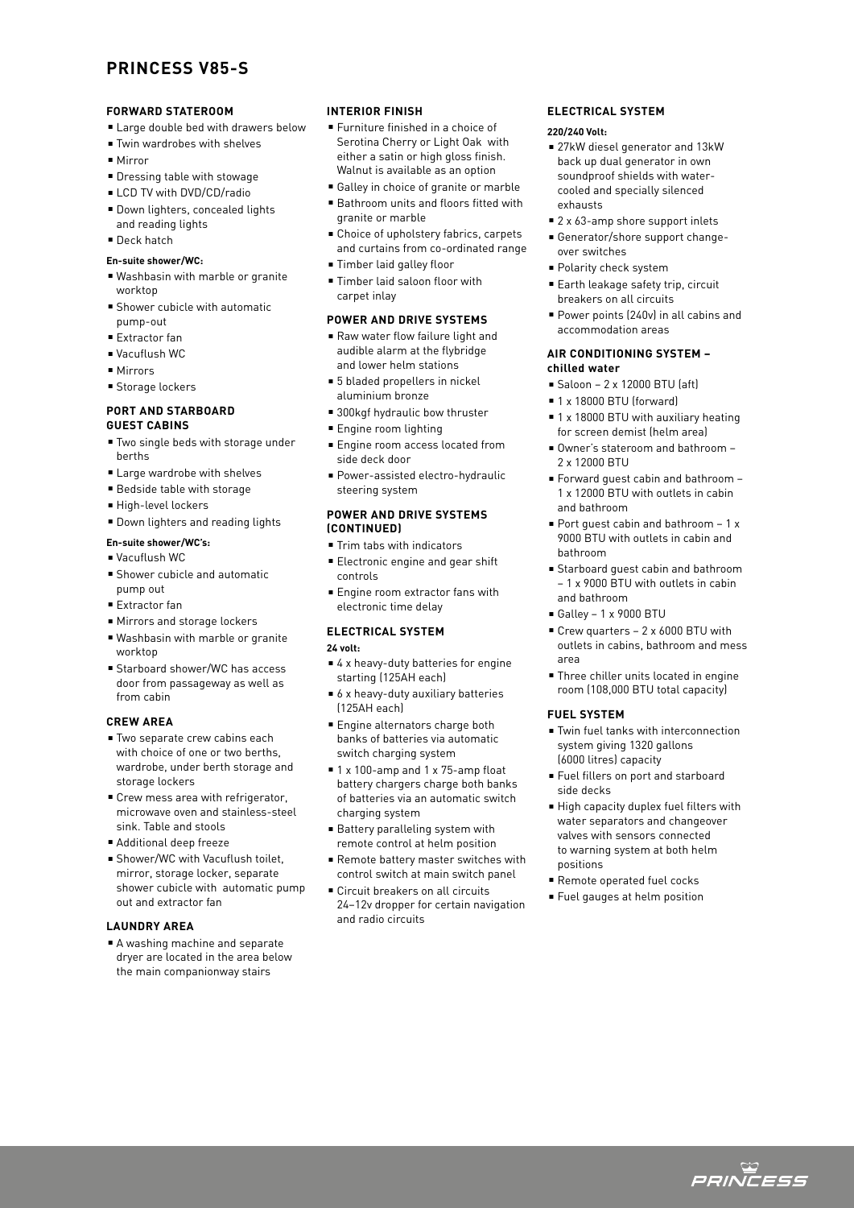# PRINCESS V85-S

### FORWARD STATEROOM

- Large double bed with drawers below
- Twin wardrobes with shelves
- Mirror
- Dressing table with stowage
- LCD TV with DVD/CD/radio
- Down lighters, concealed lights and reading lights
- Deck hatch

**En-suite shower/WC:**

- Washbasin with marble or granite worktop
- Shower cubicle with automatic pump-out
- Extractor fan
- Vacuflush WC
- Mirrors
- Storage lockers

### PORT AND STARBOARD GUEST CABINS

- Two single beds with storage under berths
- Large wardrobe with shelves
- Bedside table with storage
- High-level lockers
- Down lighters and reading lights

**En-suite shower/WC's:**

- Vacuflush WC
- Shower cubicle and automatic pump out
- Extractor fan
- Mirrors and storage lockers
- Washbasin with marble or granite worktop
- Starboard shower/WC has access door from passageway as well as from cabin

### CREW AREA

- Two separate crew cabins each with choice of one or two berths, wardrobe, under berth storage and storage lockers
- Crew mess area with refrigerator, microwave oven and stainless-steel sink. Table and stools
- Additional deep freeze
- Shower/WC with Vacuflush toilet, mirror, storage locker, separate shower cubicle with automatic pump out and extractor fan

### LAUNDRY AREA

- A washing machine and separate dryer are located in the area below the main companionway stairs

### INTERIOR FINISH

- Furniture finished in a choice of Serotina Cherry or Light Oak with either a satin or high gloss finish. Walnut is available as an option
- Galley in choice of granite or marble
- Bathroom units and floors fitted with granite or marble
- Choice of upholstery fabrics, carpets and curtains from co-ordinated range
- Timber laid galley floor
- Timber laid saloon floor with carpet inlay

### POWER AND DRIVE SYSTEMS

- Raw water flow failure light and audible alarm at the flybridge and lower helm stations
- 5 bladed propellers in nickel aluminium bronze
- 300kgf hydraulic bow thruster
- Engine room lighting
- Engine room access located from side deck door
- Power-assisted electro-hydraulic steering system

### POWER AND DRIVE SYSTEMS (CONTINUED)

- Trim tabs with indicators
- Electronic engine and gear shift controls
- Engine room extractor fans with electronic time delay

### ELECTRICAL SYSTEM

**24 volt:**

- 4 x heavy-duty batteries for engine starting (125AH each)
- 6 x heavy-duty auxiliary batteries (125AH each)
- Engine alternators charge both banks of batteries via automatic switch charging system
- 1 x 100-amp and 1 x 75-amp float battery chargers charge both banks of batteries via an automatic switch charging system
- Battery paralleling system with remote control at helm position
- Remote battery master switches with control switch at main switch panel
- Circuit breakers on all circuits 24–12v dropper for certain navigation and radio circuits

### ELECTRICAL SYSTEM

**220/240 Volt:**

- 27kW diesel generator and 13kW back up dual generator in own soundproof shields with water-cooled and specially silenced exhausts
- 2 x 63-amp shore support inlets
- Generator/shore support change-over switches
- Polarity check system
- Earth leakage safety trip, circuit breakers on all circuits
- Power points (240v) in all cabins and accommodation areas

### AIR CONDITIONING SYSTEM – chilled water

- Saloon – 2 x 12000 BTU (aft)
- 1 x 18000 BTU (forward)
- 1 x 18000 BTU with auxiliary heating for screen demist (helm area)
- Owner's stateroom and bathroom – 2 x 12000 BTU
- Forward guest cabin and bathroom – 1 x 12000 BTU with outlets in cabin and bathroom
- Port guest cabin and bathroom – 1 x 9000 BTU with outlets in cabin and bathroom
- Starboard guest cabin and bathroom – 1 x 9000 BTU with outlets in cabin and bathroom
- Galley – 1 x 9000 BTU
- Crew quarters – 2 x 6000 BTU with outlets in cabins, bathroom and mess area
- Three chiller units located in engine room (108,000 BTU total capacity)

### FUEL SYSTEM

- Twin fuel tanks with interconnection system giving 1320 gallons (6000 litres) capacity
- Fuel fillers on port and starboard side decks
- High capacity duplex fuel filters with water separators and changeover valves with sensors connected to warning system at both helm positions
- Remote operated fuel cocks
- Fuel gauges at helm position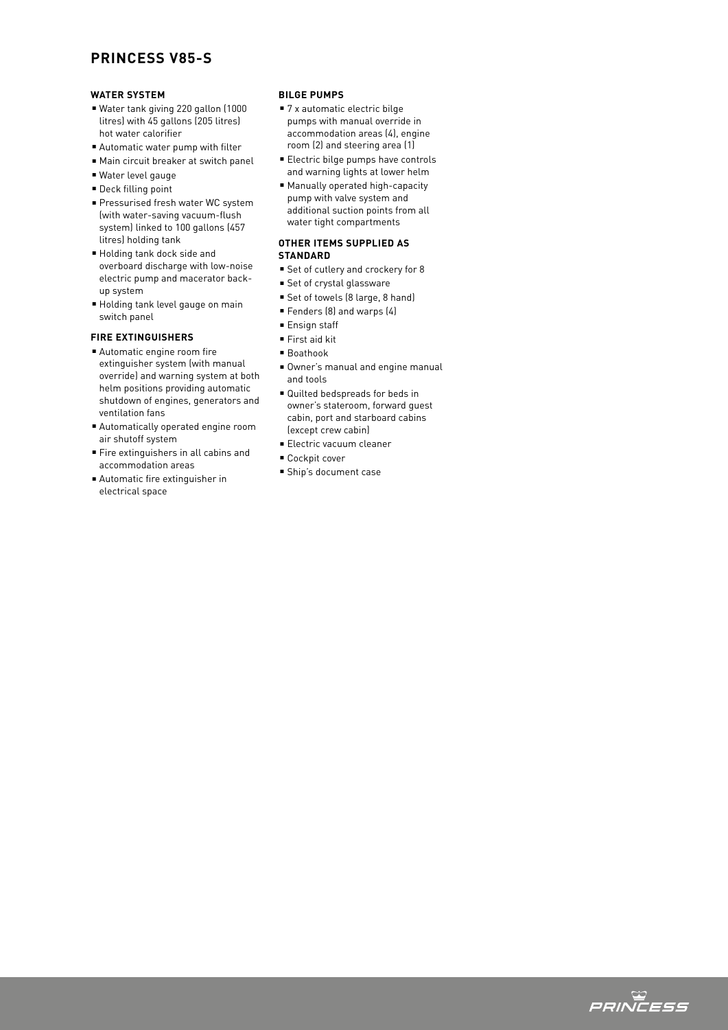# PRINCESS V85-S

### WATER SYSTEM

- Water tank giving 220 gallon (1000 litres) with 45 gallons (205 litres) hot water calorifier
- Automatic water pump with filter
- Main circuit breaker at switch panel
- Water level gauge
- Deck filling point
- Pressurised fresh water WC system (with water-saving vacuum-flush system) linked to 100 gallons (457 litres) holding tank
- Holding tank dock side and overboard discharge with low-noise electric pump and macerator back-up system
- Holding tank level gauge on main switch panel

### FIRE EXTINGUISHERS

- Automatic engine room fire extinguisher system (with manual override) and warning system at both helm positions providing automatic shutdown of engines, generators and ventilation fans
- Automatically operated engine room air shutoff system
- Fire extinguishers in all cabins and accommodation areas
- Automatic fire extinguisher in electrical space

### BILGE PUMPS

- 7 x automatic electric bilge pumps with manual override in accommodation areas (4), engine room (2) and steering area (1)
- Electric bilge pumps have controls and warning lights at lower helm
- Manually operated high-capacity pump with valve system and additional suction points from all water tight compartments

### OTHER ITEMS SUPPLIED AS STANDARD

- Set of cutlery and crockery for 8
- Set of crystal glassware
- Set of towels (8 large, 8 hand)
- Fenders (8) and warps (4)
- Ensign staff
- First aid kit
- Boathook
- Owner's manual and engine manual and tools
- Quilted bedspreads for beds in owner's stateroom, forward guest cabin, port and starboard cabins (except crew cabin)
- Electric vacuum cleaner
- Cockpit cover
- Ship's document case